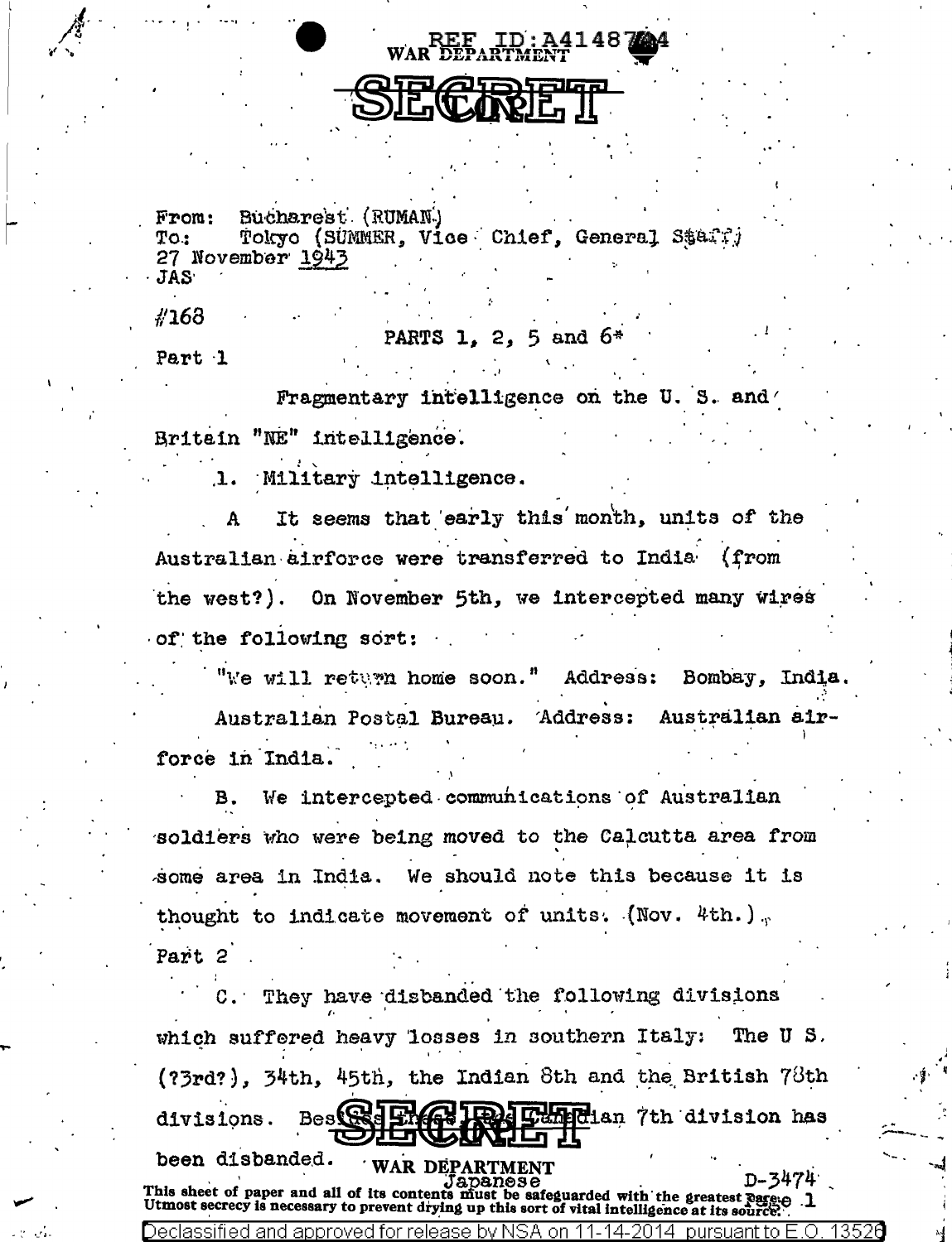REF ID:A4148744
WAR DEPARTMENT

SECRET

From: Bucharest (RUMAN)
To: Tokyo (SUMMER, Vice Chief, General Staff)
27 November 1943
JAS

#168

PARTS 1, 2, 5 and 6*

Part 1

Fragmentary intelligence on the U. S. and Britain "NE" intelligence.

1. Military intelligence.

A It seems that early this month, units of the Australian airforce were transferred to India (from the west?). On November 5th, we intercepted many wires of the following sort:

"We will return home soon." Address: Bombay, India.

Australian Postal Bureau. Address: Australian airforce in India.

B. We intercepted communications of Australian soldiers who were being moved to the Calcutta area from some area in India. We should note this because it is thought to indicate movement of units. (Nov. 4th.)

Part 2

C. They have disbanded the following divisions which suffered heavy losses in southern Italy: The U S. (?3rd?), 34th, 45th, the Indian 8th and the British 78th divisions. Besides these, the Canadian 7th division has been disbanded.

SECRET

WAR DEPARTMENT

Japanese

D-3474

Page 1

This sheet of paper and all of its contents must be safeguarded with the greatest care. Utmost secrecy is necessary to prevent drying up this sort of vital intelligence at its source.

Declassified and approved for release by NSA on 11-14-2014 pursuant to E.O. 13526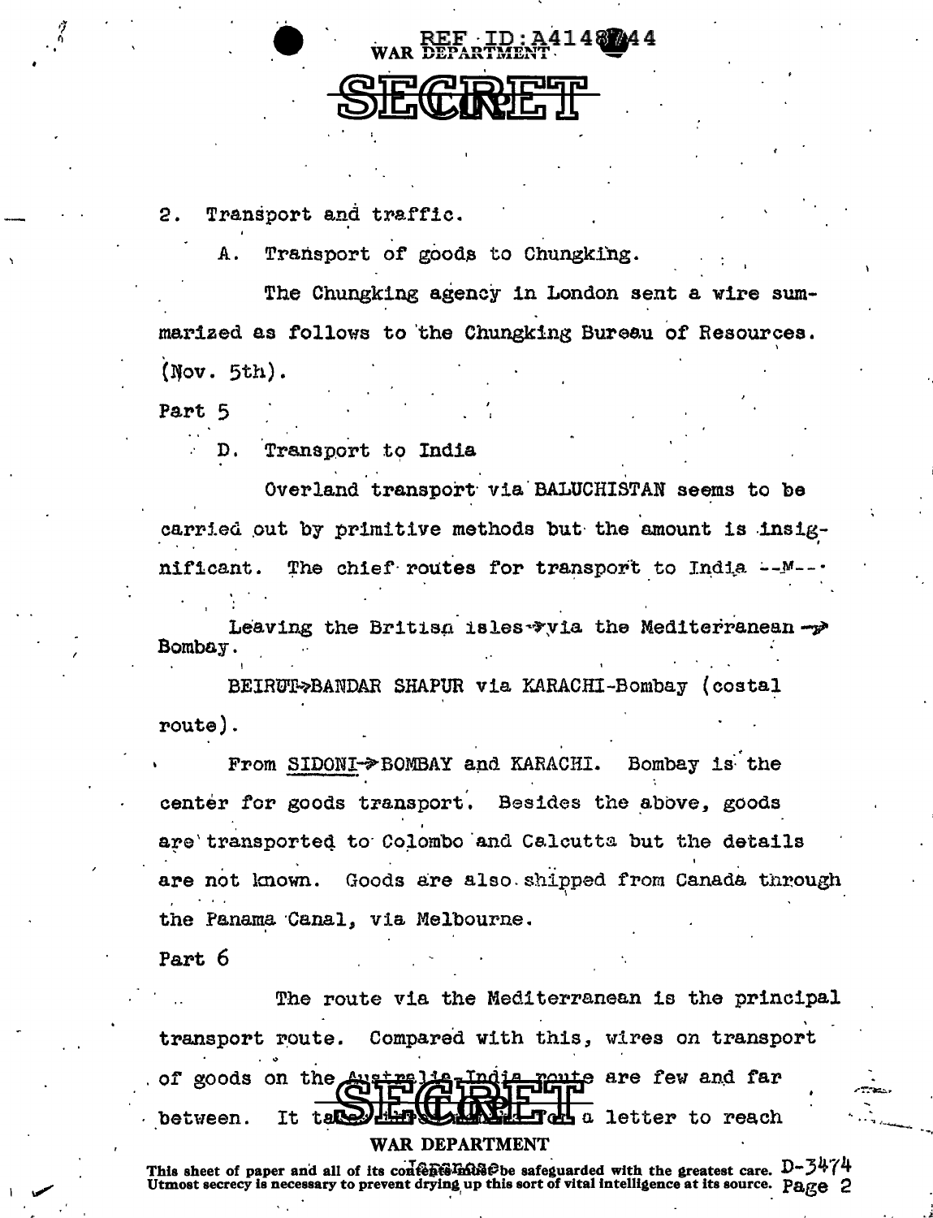2. Transport and traffic.

A. Transport of goods to Chungking.

The Chungking agency in London sent a wire summarized as follows to the Chungking Bureau of Resources. (Nov. 5th).

Part 5

D. Transport to India

Overland transport via BALUCHISTAN seems to be carried out by primitive methods but the amount is insignificant. The chief routes for transport to India --M--·

Leaving the British isles→via the Mediterranean→ Bombay.

BEIRUT→BANDAR SHAPUR via KARACHI-Bombay (costal route).

From SIDONI→BOMBAY and KARACHI. Bombay is the center for goods transport. Besides the above, goods are transported to Colombo and Calcutta but the details are not known. Goods are also shipped from Canada through the Panama Canal, via Melbourne.

Part 6

The route via the Mediterranean is the principal transport route. Compared with this, wires on transport of goods on the Australia-India route are few and far between. It takes ... a letter to reach

WAR DEPARTMENT

This sheet of paper and all of its contents must be safeguarded with the greatest care. Utmost secrecy is necessary to prevent drying up this sort of vital intelligence at its source.

D-3474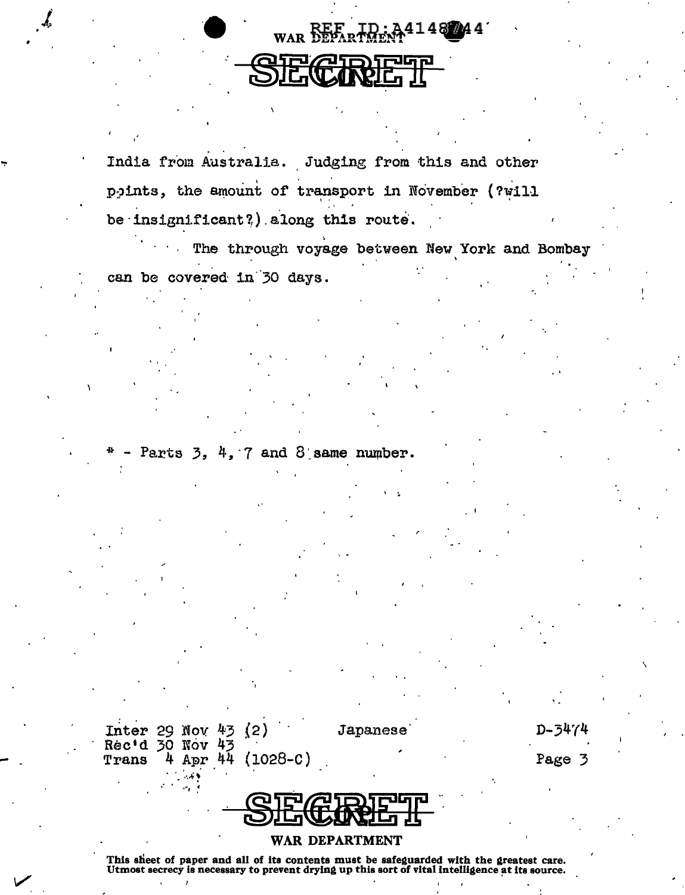India from Australia. Judging from this and other points, the amount of transport in November (?will be insignificant?) along this route.

The through voyage between New York and Bombay can be covered in 30 days.

* - Parts 3, 4, 7 and 8 same number.

Inter 29 Nov 43 (2)  Japanese  D-3474
Rec'd 30 Nov 43
Trans 4 Apr 44 (1028-C)

SECRET

WAR DEPARTMENT

This sheet of paper and all of its contents must be safeguarded with the greatest care. Utmost secrecy is necessary to prevent drying up this sort of vital intelligence at its source.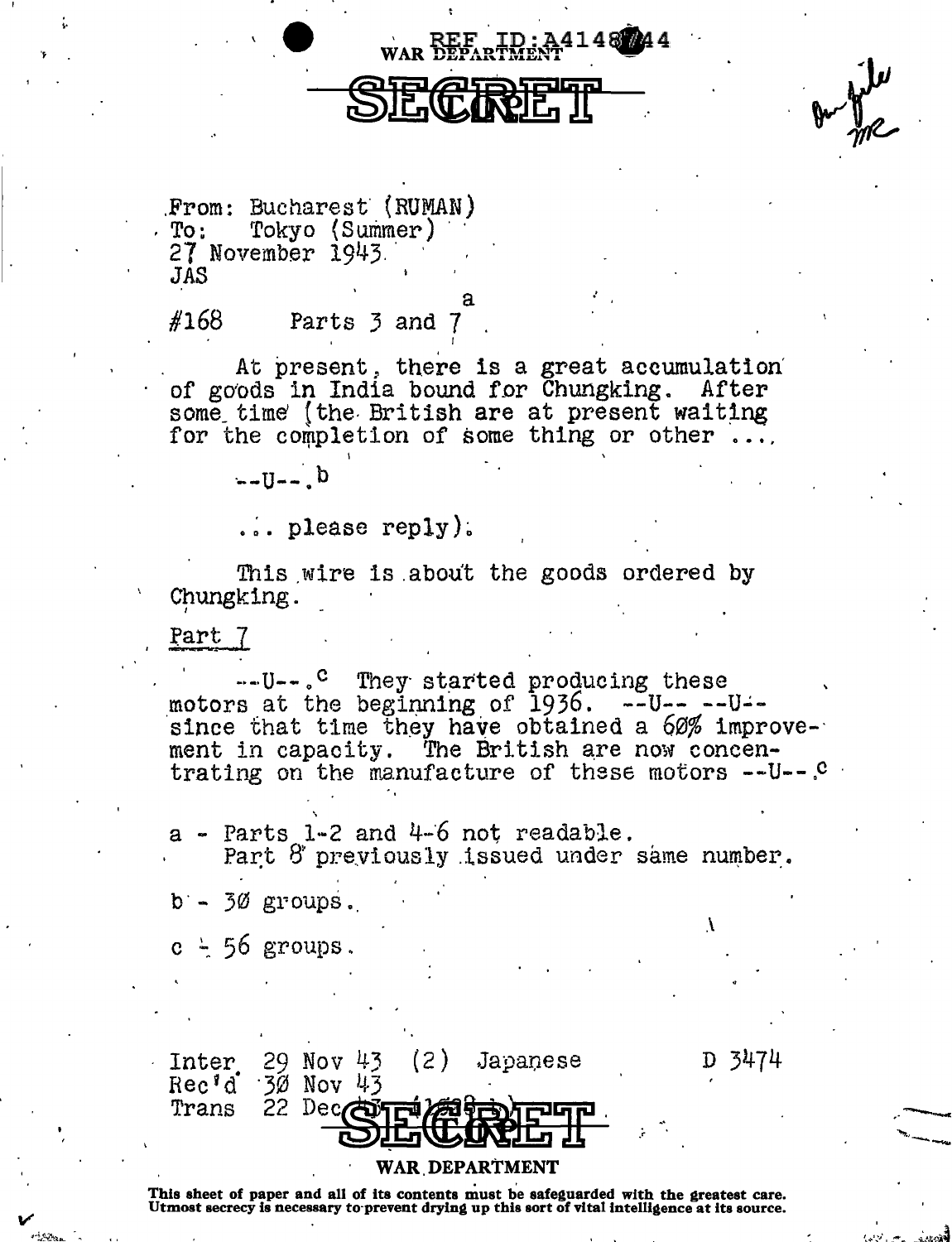WAR DEPARTMENT

REF ID:A4148744

# SECRET

On file
MR

From: Bucharest (RUMAN)
To: Tokyo (Summer)
27 November 1943
JAS

#168 Parts 3 and 7[a]

At present, there is a great accumulation of goods in India bound for Chungking. After some time (the British are at present waiting for the completion of some thing or other ....

--U--.[b]

... please reply).

This wire is about the goods ordered by Chungking.

Part 7

--U--.[c] They started producing these motors at the beginning of 1936. --U-- --U-- since that time they have obtained a 60% improvement in capacity. The British are now concentrating on the manufacture of these motors --U--.[c]

a - Parts 1-2 and 4-6 not readable.
Part 8 previously issued under same number.

b - 30 groups.

c - 56 groups.

Inter 29 Nov 43 (2) Japanese D 3474
Rec'd 30 Nov 43
Trans 22 Dec 43 (1638-b)

# SECRET

WAR DEPARTMENT

This sheet of paper and all of its contents must be safeguarded with the greatest care.
Utmost secrecy is necessary to prevent drying up this sort of vital intelligence at its source.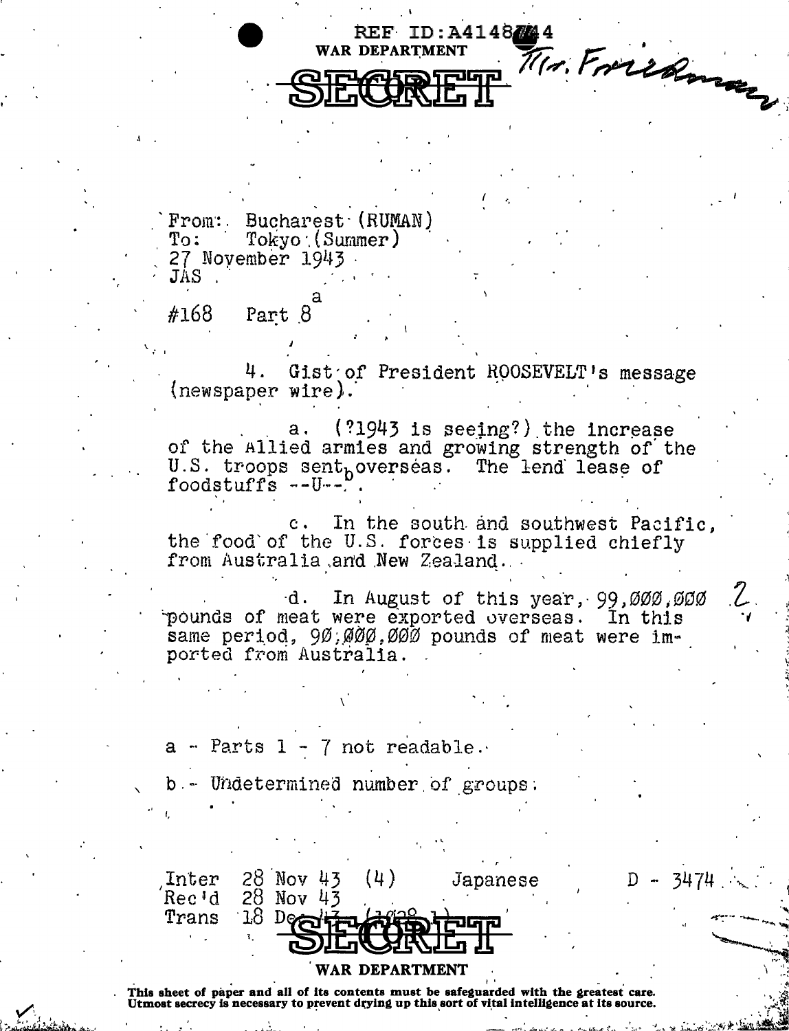REF ID:A4148744

WAR DEPARTMENT

SECRET

Mr. Friedman

From: Bucharest (RUMAN)
To: Tokyo (Summer)
27 November 1943
JAS

#168 Part 8[a]

4. Gist of President ROOSEVELT's message (newspaper wire).

a. (?1943 is seeing?) the increase of the Allied armies and growing strength of the U.S. troops sent[b] overseas. The lend lease of foodstuffs --U--.

c. In the south and southwest Pacific, the food of the U.S. forces is supplied chiefly from Australia and New Zealand.

d. In August of this year, 99,000,000 pounds of meat were exported overseas. In this same period, 90,000,000 pounds of meat were imported from Australia.

2

a - Parts 1 - 7 not readable.

b - Undetermined number of groups.

Inter 28 Nov 43 (4) Japanese D - 3474
Rec'd 28 Nov 43
Trans 18 Dec 43 (1028-1)

SECRET

WAR DEPARTMENT

This sheet of paper and all of its contents must be safeguarded with the greatest care. Utmost secrecy is necessary to prevent drying up this sort of vital intelligence at its source.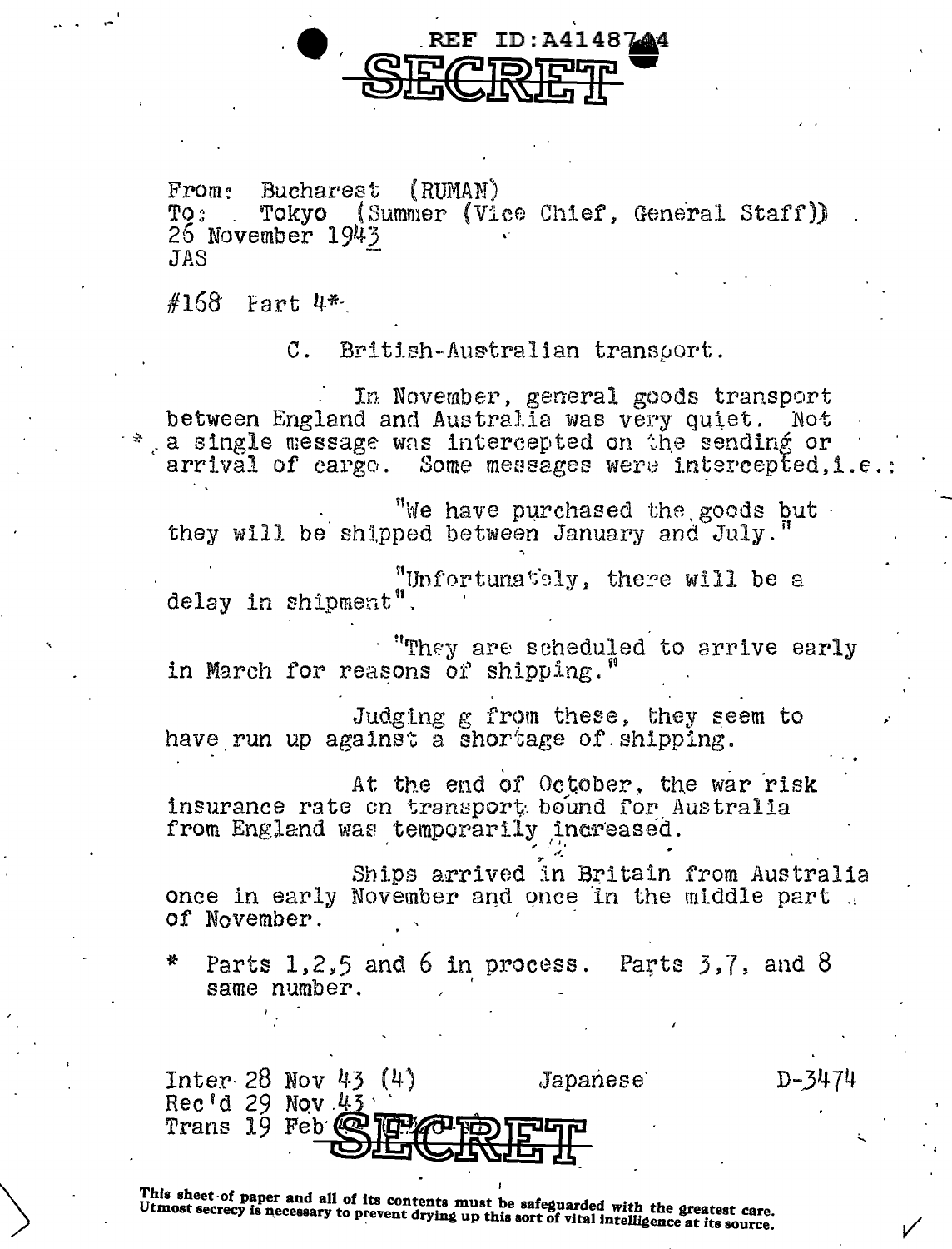REF ID:A4148744

SECRET

From: Bucharest (RUMAN)
To: Tokyo (Summer (Vice Chief, General Staff))
26 November 1943
JAS

#168 Part 4*

C. British-Australian transport.

In November, general goods transport between England and Australia was very quiet. Not a single message was intercepted on the sending or arrival of cargo. Some messages were intercepted, i.e.:

"We have purchased the goods but they will be shipped between January and July."

"Unfortunately, there will be a delay in shipment".

"They are scheduled to arrive early in March for reasons of shipping."

Judging g from these, they seem to have run up against a shortage of shipping.

At the end of October, the war risk insurance rate on transport bound for Australia from England was temporarily increased.

Ships arrived in Britain from Australia once in early November and once in the middle part of November.

\* Parts 1,2,5 and 6 in process. Parts 3,7, and 8 same number.

Inter 28 Nov 43 (4) Japanese D-3474
Rec'd 29 Nov 43
Trans 19 Feb

SECRET

This sheet of paper and all of its contents must be safeguarded with the greatest care. Utmost secrecy is necessary to prevent drying up this sort of vital intelligence at its source.